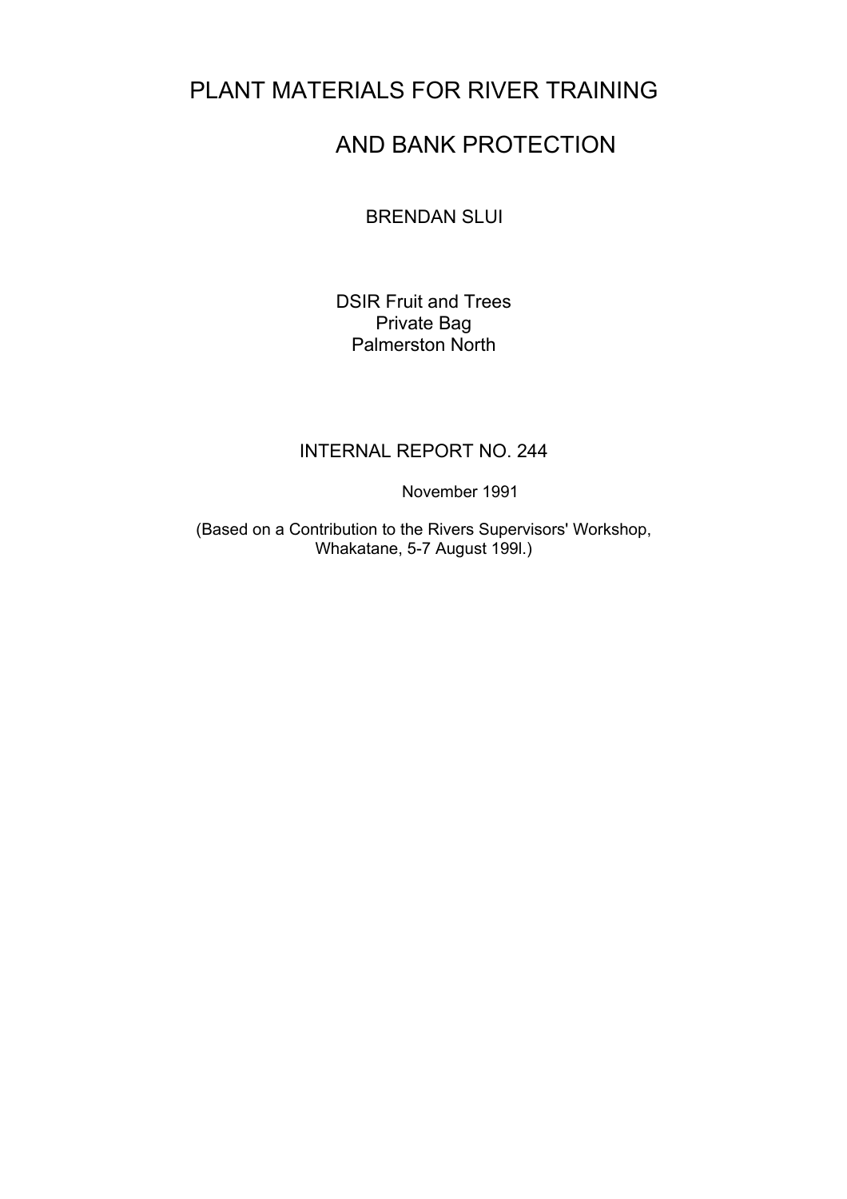# PLANT MATERIALS FOR RIVER TRAINING AND BANK PROTECTION

BRENDAN SLUI

DSIR Fruit and Trees
Private Bag
Palmerston North

INTERNAL REPORT NO. 244

November 1991

(Based on a Contribution to the Rivers Supervisors' Workshop, Whakatane, 5-7 August 199l.)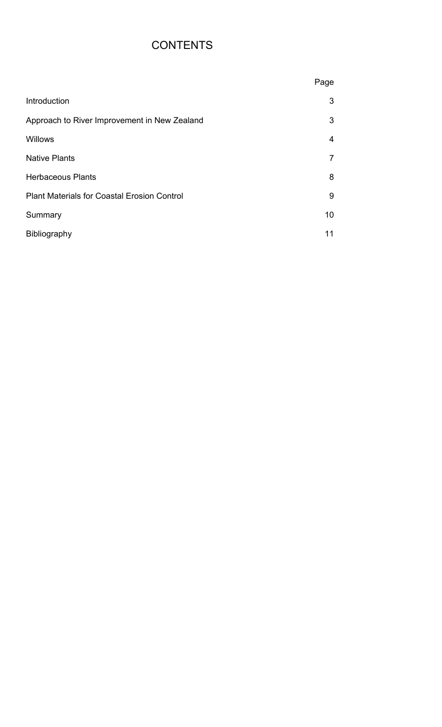# CONTENTS

| | Page |
|---|---|
| Introduction | 3 |
| Approach to River Improvement in New Zealand | 3 |
| Willows | 4 |
| Native Plants | 7 |
| Herbaceous Plants | 8 |
| Plant Materials for Coastal Erosion Control | 9 |
| Summary | 10 |
| Bibliography | 11 |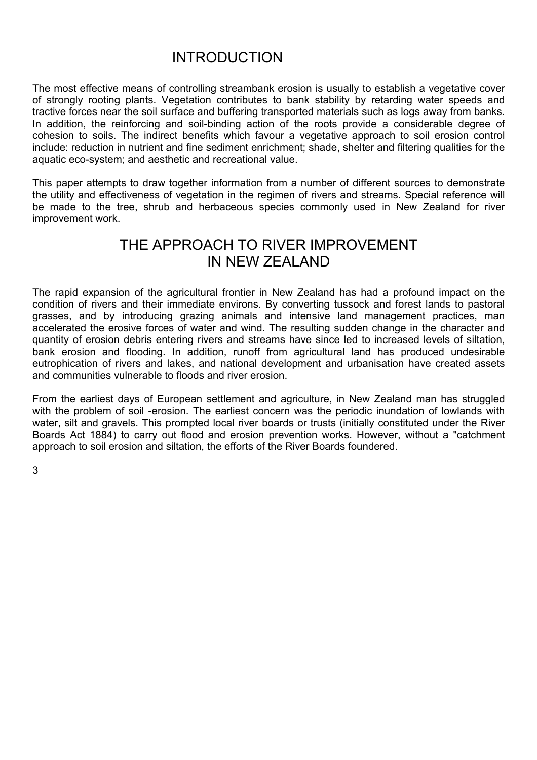# INTRODUCTION

The most effective means of controlling streambank erosion is usually to establish a vegetative cover of strongly rooting plants. Vegetation contributes to bank stability by retarding water speeds and tractive forces near the soil surface and buffering transported materials such as logs away from banks. In addition, the reinforcing and soil-binding action of the roots provide a considerable degree of cohesion to soils. The indirect benefits which favour a vegetative approach to soil erosion control include: reduction in nutrient and fine sediment enrichment; shade, shelter and filtering qualities for the aquatic eco-system; and aesthetic and recreational value.

This paper attempts to draw together information from a number of different sources to demonstrate the utility and effectiveness of vegetation in the regimen of rivers and streams. Special reference will be made to the tree, shrub and herbaceous species commonly used in New Zealand for river improvement work.

# THE APPROACH TO RIVER IMPROVEMENT IN NEW ZEALAND

The rapid expansion of the agricultural frontier in New Zealand has had a profound impact on the condition of rivers and their immediate environs. By converting tussock and forest lands to pastoral grasses, and by introducing grazing animals and intensive land management practices, man accelerated the erosive forces of water and wind. The resulting sudden change in the character and quantity of erosion debris entering rivers and streams have since led to increased levels of siltation, bank erosion and flooding. In addition, runoff from agricultural land has produced undesirable eutrophication of rivers and lakes, and national development and urbanisation have created assets and communities vulnerable to floods and river erosion.

From the earliest days of European settlement and agriculture, in New Zealand man has struggled with the problem of soil -erosion. The earliest concern was the periodic inundation of lowlands with water, silt and gravels. This prompted local river boards or trusts (initially constituted under the River Boards Act 1884) to carry out flood and erosion prevention works. However, without a "catchment approach to soil erosion and siltation, the efforts of the River Boards foundered.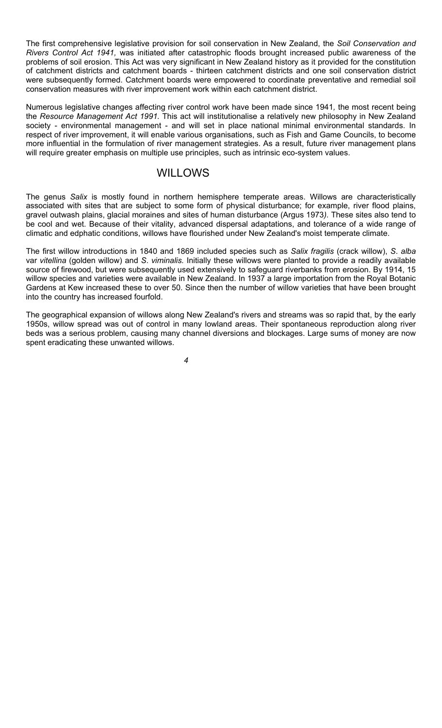The first comprehensive legislative provision for soil conservation in New Zealand, the *Soil Conservation and Rivers Control Act 1941,* was initiated after catastrophic floods brought increased public awareness of the problems of soil erosion. This Act was very significant in New Zealand history as it provided for the constitution of catchment districts and catchment boards - thirteen catchment districts and one soil conservation district were subsequently formed. Catchment boards were empowered to coordinate preventative and remedial soil conservation measures with river improvement work within each catchment district.

Numerous legislative changes affecting river control work have been made since 1941, the most recent being the *Resource Management Act 1991.* This act will institutionalise a relatively new philosophy in New Zealand society - environmental management - and will set in place national minimal environmental standards. In respect of river improvement, it will enable various organisations, such as Fish and Game Councils, to become more influential in the formulation of river management strategies. As a result, future river management plans will require greater emphasis on multiple use principles, such as intrinsic eco-system values.

## WILLOWS

The genus *Salix* is mostly found in northern hemisphere temperate areas. Willows are characteristically associated with sites that are subject to some form of physical disturbance; for example, river flood plains, gravel outwash plains, glacial moraines and sites of human disturbance (Argus 1973). These sites also tend to be cool and wet. Because of their vitality, advanced dispersal adaptations, and tolerance of a wide range of climatic and edphatic conditions, willows have flourished under New Zealand's moist temperate climate.

The first willow introductions in 1840 and 1869 included species such as *Salix fragilis* (crack willow), *S. alba* var *vitellina* (golden willow) and *S. viminalis.* Initially these willows were planted to provide a readily available source of firewood, but were subsequently used extensively to safeguard riverbanks from erosion. By 1914, 15 willow species and varieties were available in New Zealand. In 1937 a large importation from the Royal Botanic Gardens at Kew increased these to over 50. Since then the number of willow varieties that have been brought into the country has increased fourfold.

The geographical expansion of willows along New Zealand's rivers and streams was so rapid that, by the early 1950s, willow spread was out of control in many lowland areas. Their spontaneous reproduction along river beds was a serious problem, causing many channel diversions and blockages. Large sums of money are now spent eradicating these unwanted willows.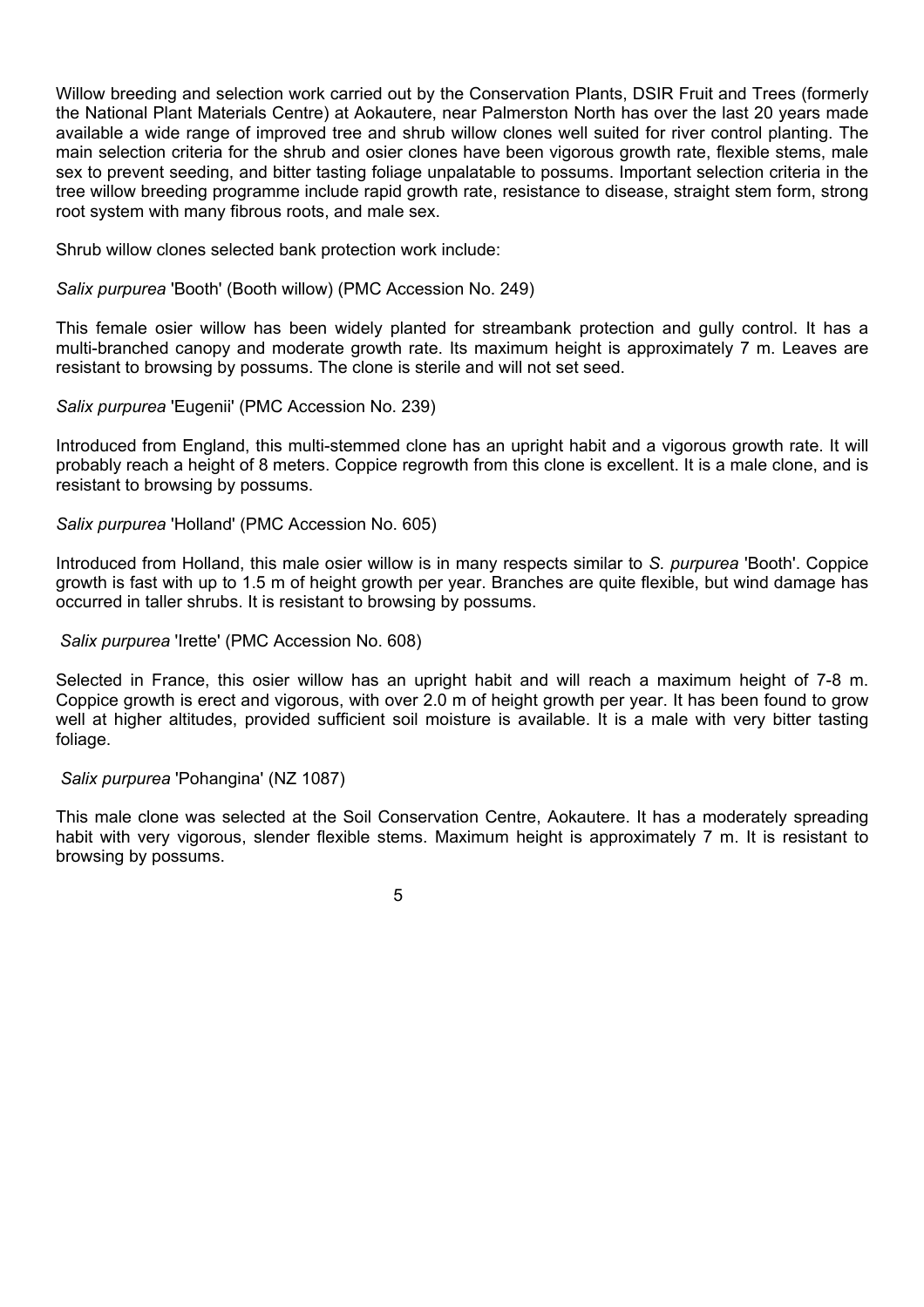Willow breeding and selection work carried out by the Conservation Plants, DSIR Fruit and Trees (formerly the National Plant Materials Centre) at Aokautere, near Palmerston North has over the last 20 years made available a wide range of improved tree and shrub willow clones well suited for river control planting. The main selection criteria for the shrub and osier clones have been vigorous growth rate, flexible stems, male sex to prevent seeding, and bitter tasting foliage unpalatable to possums. Important selection criteria in the tree willow breeding programme include rapid growth rate, resistance to disease, straight stem form, strong root system with many fibrous roots, and male sex.

Shrub willow clones selected bank protection work include:

*Salix purpurea* 'Booth' (Booth willow) (PMC Accession No. 249)

This female osier willow has been widely planted for streambank protection and gully control. It has a multi-branched canopy and moderate growth rate. Its maximum height is approximately 7 m. Leaves are resistant to browsing by possums. The clone is sterile and will not set seed.

*Salix purpurea* 'Eugenii' (PMC Accession No. 239)

Introduced from England, this multi-stemmed clone has an upright habit and a vigorous growth rate. It will probably reach a height of 8 meters. Coppice regrowth from this clone is excellent. It is a male clone, and is resistant to browsing by possums.

*Salix purpurea* 'Holland' (PMC Accession No. 605)

Introduced from Holland, this male osier willow is in many respects similar to *S. purpurea* 'Booth'. Coppice growth is fast with up to 1.5 m of height growth per year. Branches are quite flexible, but wind damage has occurred in taller shrubs. It is resistant to browsing by possums.

*Salix purpurea* 'Irette' (PMC Accession No. 608)

Selected in France, this osier willow has an upright habit and will reach a maximum height of 7-8 m. Coppice growth is erect and vigorous, with over 2.0 m of height growth per year. It has been found to grow well at higher altitudes, provided sufficient soil moisture is available. It is a male with very bitter tasting foliage.

*Salix purpurea* 'Pohangina' (NZ 1087)

This male clone was selected at the Soil Conservation Centre, Aokautere. It has a moderately spreading habit with very vigorous, slender flexible stems. Maximum height is approximately 7 m. It is resistant to browsing by possums.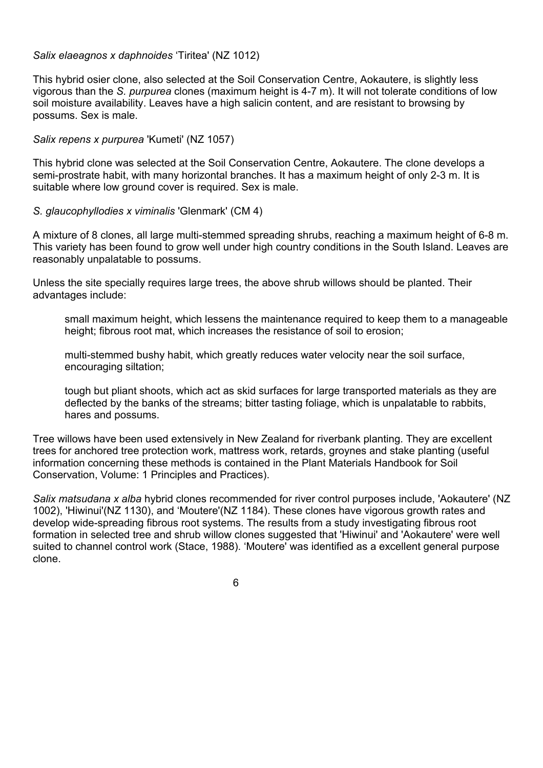*Salix elaeagnos x daphnoides* 'Tiritea' (NZ 1012)

This hybrid osier clone, also selected at the Soil Conservation Centre, Aokautere, is slightly less vigorous than the *S. purpurea* clones (maximum height is 4-7 m). It will not tolerate conditions of low soil moisture availability. Leaves have a high salicin content, and are resistant to browsing by possums. Sex is male.

*Salix repens x purpurea* 'Kumeti' (NZ 1057)

This hybrid clone was selected at the Soil Conservation Centre, Aokautere. The clone develops a semi-prostrate habit, with many horizontal branches. It has a maximum height of only 2-3 m. It is suitable where low ground cover is required. Sex is male.

*S. glaucophyllodies x viminalis* 'Glenmark' (CM 4)

A mixture of 8 clones, all large multi-stemmed spreading shrubs, reaching a maximum height of 6-8 m. This variety has been found to grow well under high country conditions in the South Island. Leaves are reasonably unpalatable to possums.

Unless the site specially requires large trees, the above shrub willows should be planted. Their advantages include:

small maximum height, which lessens the maintenance required to keep them to a manageable height; fibrous root mat, which increases the resistance of soil to erosion;

multi-stemmed bushy habit, which greatly reduces water velocity near the soil surface, encouraging siltation;

tough but pliant shoots, which act as skid surfaces for large transported materials as they are deflected by the banks of the streams; bitter tasting foliage, which is unpalatable to rabbits, hares and possums.

Tree willows have been used extensively in New Zealand for riverbank planting. They are excellent trees for anchored tree protection work, mattress work, retards, groynes and stake planting (useful information concerning these methods is contained in the Plant Materials Handbook for Soil Conservation, Volume: 1 Principles and Practices).

*Salix matsudana x alba* hybrid clones recommended for river control purposes include, 'Aokautere' (NZ 1002), 'Hiwinui'(NZ 1130), and 'Moutere'(NZ 1184). These clones have vigorous growth rates and develop wide-spreading fibrous root systems. The results from a study investigating fibrous root formation in selected tree and shrub willow clones suggested that 'Hiwinui' and 'Aokautere' were well suited to channel control work (Stace, 1988). 'Moutere' was identified as a excellent general purpose clone.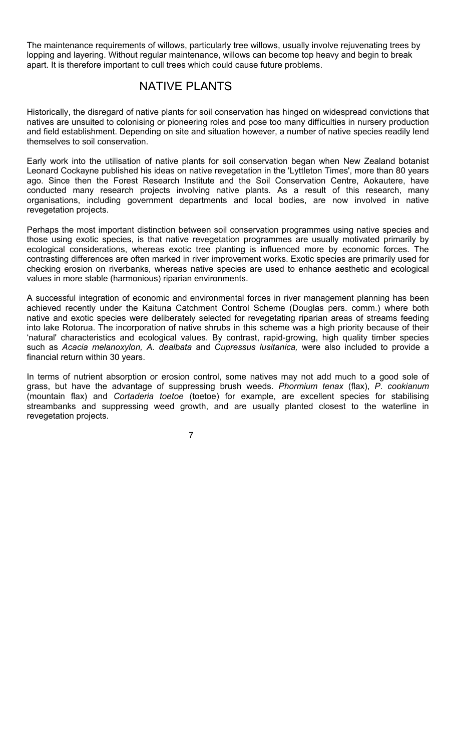The maintenance requirements of willows, particularly tree willows, usually involve rejuvenating trees by lopping and layering. Without regular maintenance, willows can become top heavy and begin to break apart. It is therefore important to cull trees which could cause future problems.

## NATIVE PLANTS

Historically, the disregard of native plants for soil conservation has hinged on widespread convictions that natives are unsuited to colonising or pioneering roles and pose too many difficulties in nursery production and field establishment. Depending on site and situation however, a number of native species readily lend themselves to soil conservation.

Early work into the utilisation of native plants for soil conservation began when New Zealand botanist Leonard Cockayne published his ideas on native revegetation in the 'Lyttleton Times', more than 80 years ago. Since then the Forest Research Institute and the Soil Conservation Centre, Aokautere, have conducted many research projects involving native plants. As a result of this research, many organisations, including government departments and local bodies, are now involved in native revegetation projects.

Perhaps the most important distinction between soil conservation programmes using native species and those using exotic species, is that native revegetation programmes are usually motivated primarily by ecological considerations, whereas exotic tree planting is influenced more by economic forces. The contrasting differences are often marked in river improvement works. Exotic species are primarily used for checking erosion on riverbanks, whereas native species are used to enhance aesthetic and ecological values in more stable (harmonious) riparian environments.

A successful integration of economic and environmental forces in river management planning has been achieved recently under the Kaituna Catchment Control Scheme (Douglas pers. comm.) where both native and exotic species were deliberately selected for revegetating riparian areas of streams feeding into lake Rotorua. The incorporation of native shrubs in this scheme was a high priority because of their 'natural' characteristics and ecological values. By contrast, rapid-growing, high quality timber species such as *Acacia melanoxylon, A. dealbata* and *Cupressus lusitanica,* were also included to provide a financial return within 30 years.

In terms of nutrient absorption or erosion control, some natives may not add much to a good sole of grass, but have the advantage of suppressing brush weeds. *Phormium tenax* (flax), *P. cookianum* (mountain flax) and *Cortaderia toetoe* (toetoe) for example, are excellent species for stabilising streambanks and suppressing weed growth, and are usually planted closest to the waterline in revegetation projects.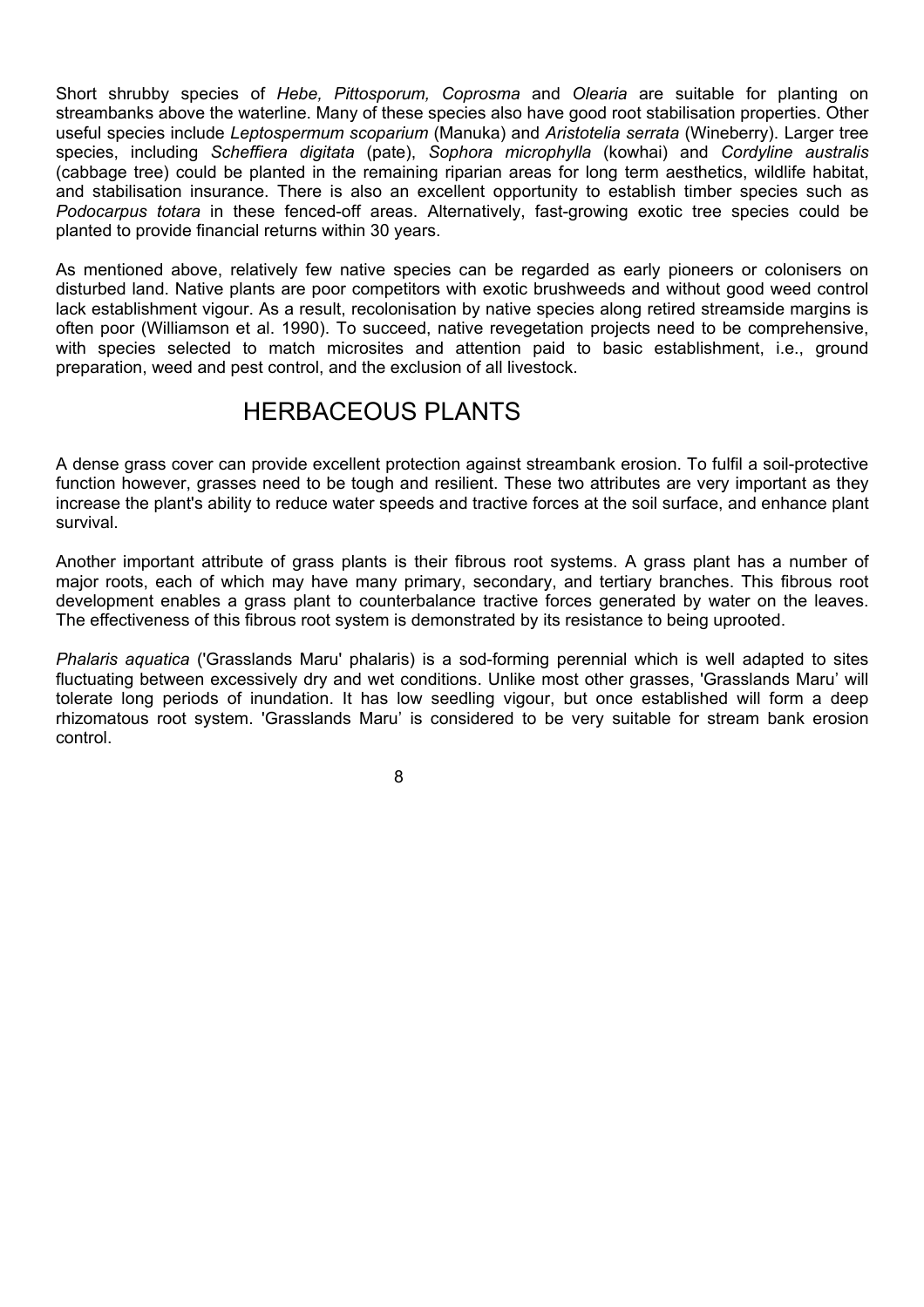Short shrubby species of *Hebe, Pittosporum, Coprosma* and *Olearia* are suitable for planting on streambanks above the waterline. Many of these species also have good root stabilisation properties. Other useful species include *Leptospermum scoparium* (Manuka) and *Aristotelia serrata* (Wineberry). Larger tree species, including *Scheffiera digitata* (pate), *Sophora microphylla* (kowhai) and *Cordyline australis* (cabbage tree) could be planted in the remaining riparian areas for long term aesthetics, wildlife habitat, and stabilisation insurance. There is also an excellent opportunity to establish timber species such as *Podocarpus totara* in these fenced-off areas. Alternatively, fast-growing exotic tree species could be planted to provide financial returns within 30 years.

As mentioned above, relatively few native species can be regarded as early pioneers or colonisers on disturbed land. Native plants are poor competitors with exotic brushweeds and without good weed control lack establishment vigour. As a result, recolonisation by native species along retired streamside margins is often poor (Williamson et al. 1990). To succeed, native revegetation projects need to be comprehensive, with species selected to match microsites and attention paid to basic establishment, i.e., ground preparation, weed and pest control, and the exclusion of all livestock.

## HERBACEOUS PLANTS

A dense grass cover can provide excellent protection against streambank erosion. To fulfil a soil-protective function however, grasses need to be tough and resilient. These two attributes are very important as they increase the plant's ability to reduce water speeds and tractive forces at the soil surface, and enhance plant survival.

Another important attribute of grass plants is their fibrous root systems. A grass plant has a number of major roots, each of which may have many primary, secondary, and tertiary branches. This fibrous root development enables a grass plant to counterbalance tractive forces generated by water on the leaves. The effectiveness of this fibrous root system is demonstrated by its resistance to being uprooted.

*Phalaris aquatica* ('Grasslands Maru' phalaris) is a sod-forming perennial which is well adapted to sites fluctuating between excessively dry and wet conditions. Unlike most other grasses, 'Grasslands Maru' will tolerate long periods of inundation. It has low seedling vigour, but once established will form a deep rhizomatous root system. 'Grasslands Maru' is considered to be very suitable for stream bank erosion control.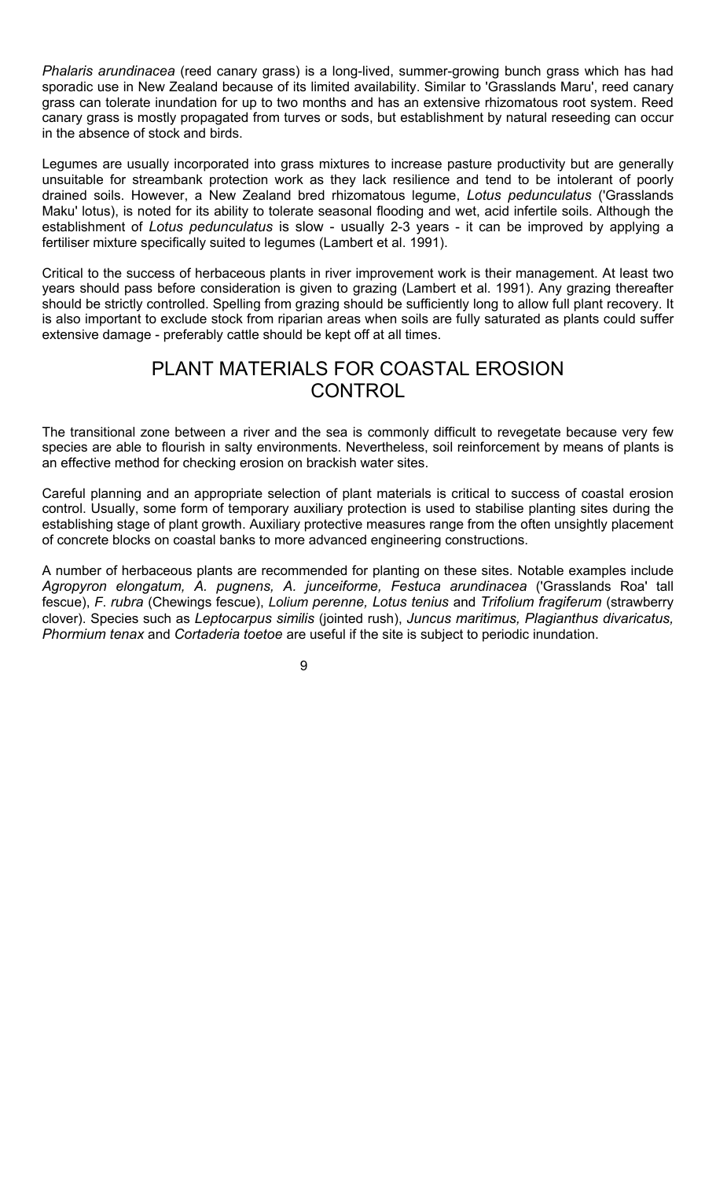*Phalaris arundinacea* (reed canary grass) is a long-lived, summer-growing bunch grass which has had sporadic use in New Zealand because of its limited availability. Similar to 'Grasslands Maru', reed canary grass can tolerate inundation for up to two months and has an extensive rhizomatous root system. Reed canary grass is mostly propagated from turves or sods, but establishment by natural reseeding can occur in the absence of stock and birds.

Legumes are usually incorporated into grass mixtures to increase pasture productivity but are generally unsuitable for streambank protection work as they lack resilience and tend to be intolerant of poorly drained soils. However, a New Zealand bred rhizomatous legume, *Lotus pedunculatus* ('Grasslands Maku' lotus), is noted for its ability to tolerate seasonal flooding and wet, acid infertile soils. Although the establishment of *Lotus pedunculatus* is slow - usually 2-3 years - it can be improved by applying a fertiliser mixture specifically suited to legumes (Lambert et al. 1991).

Critical to the success of herbaceous plants in river improvement work is their management. At least two years should pass before consideration is given to grazing (Lambert et al. 1991). Any grazing thereafter should be strictly controlled. Spelling from grazing should be sufficiently long to allow full plant recovery. It is also important to exclude stock from riparian areas when soils are fully saturated as plants could suffer extensive damage - preferably cattle should be kept off at all times.

# PLANT MATERIALS FOR COASTAL EROSION CONTROL

The transitional zone between a river and the sea is commonly difficult to revegetate because very few species are able to flourish in salty environments. Nevertheless, soil reinforcement by means of plants is an effective method for checking erosion on brackish water sites.

Careful planning and an appropriate selection of plant materials is critical to success of coastal erosion control. Usually, some form of temporary auxiliary protection is used to stabilise planting sites during the establishing stage of plant growth. Auxiliary protective measures range from the often unsightly placement of concrete blocks on coastal banks to more advanced engineering constructions.

A number of herbaceous plants are recommended for planting on these sites. Notable examples include *Agropyron elongatum, A. pugnens, A. junceiforme, Festuca arundinacea* ('Grasslands Roa' tall fescue), *F. rubra* (Chewings fescue), *Lolium perenne, Lotus tenius* and *Trifolium fragiferum* (strawberry clover). Species such as *Leptocarpus similis* (jointed rush), *Juncus maritimus, Plagianthus divaricatus, Phormium tenax* and *Cortaderia toetoe* are useful if the site is subject to periodic inundation.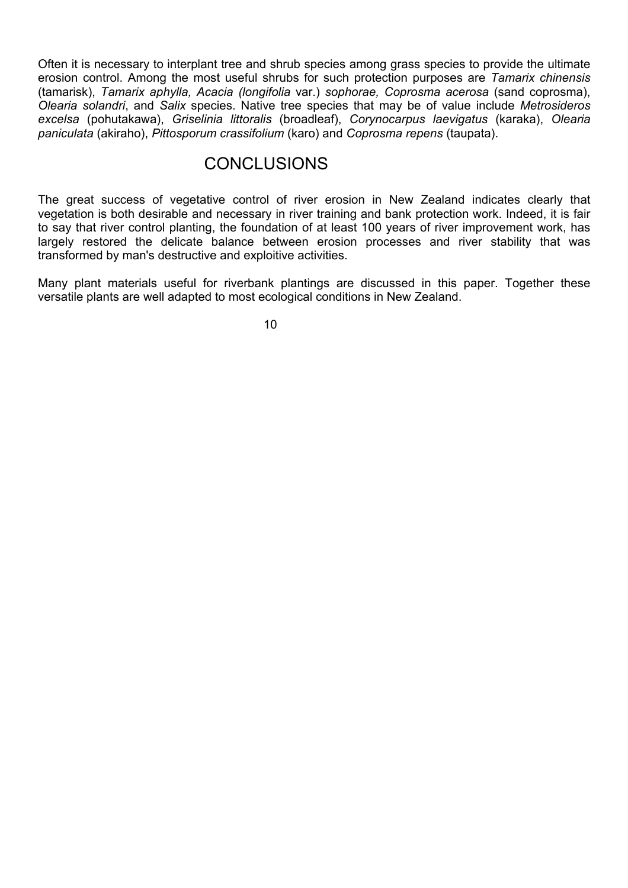Often it is necessary to interplant tree and shrub species among grass species to provide the ultimate erosion control. Among the most useful shrubs for such protection purposes are *Tamarix chinensis* (tamarisk), *Tamarix aphylla, Acacia (longifolia* var.) *sophorae, Coprosma acerosa* (sand coprosma), *Olearia solandri*, and *Salix* species. Native tree species that may be of value include *Metrosideros excelsa* (pohutakawa), *Griselinia littoralis* (broadleaf), *Corynocarpus laevigatus* (karaka), *Olearia paniculata* (akiraho), *Pittosporum crassifolium* (karo) and *Coprosma repens* (taupata).

## CONCLUSIONS

The great success of vegetative control of river erosion in New Zealand indicates clearly that vegetation is both desirable and necessary in river training and bank protection work. Indeed, it is fair to say that river control planting, the foundation of at least 100 years of river improvement work, has largely restored the delicate balance between erosion processes and river stability that was transformed by man's destructive and exploitive activities.

Many plant materials useful for riverbank plantings are discussed in this paper. Together these versatile plants are well adapted to most ecological conditions in New Zealand.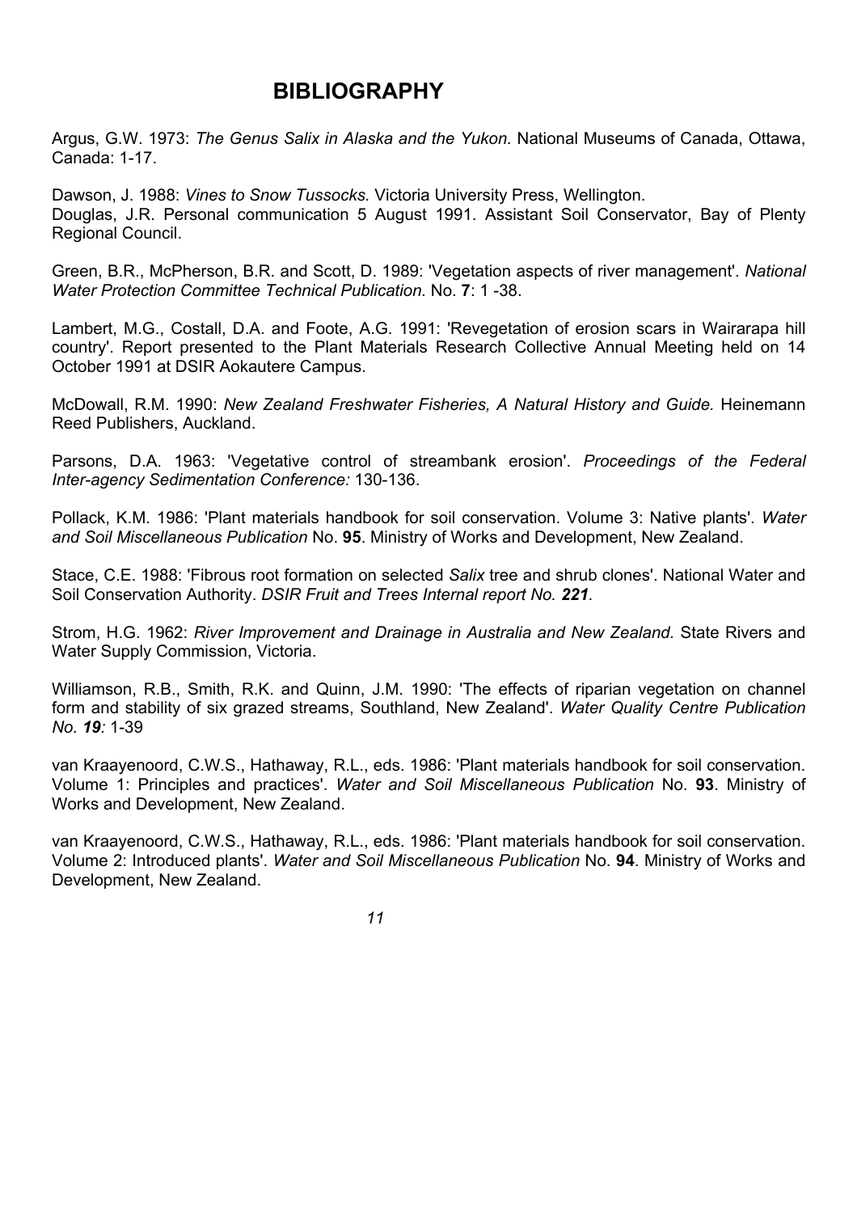# BIBLIOGRAPHY

Argus, G.W. 1973: *The Genus Salix in Alaska and the Yukon.* National Museums of Canada, Ottawa, Canada: 1-17.

Dawson, J. 1988: *Vines to Snow Tussocks.* Victoria University Press, Wellington.
Douglas, J.R. Personal communication 5 August 1991. Assistant Soil Conservator, Bay of Plenty Regional Council.

Green, B.R., McPherson, B.R. and Scott, D. 1989: 'Vegetation aspects of river management'. *National Water Protection Committee Technical Publication*. No. **7**: 1 -38.

Lambert, M.G., Costall, D.A. and Foote, A.G. 1991: 'Revegetation of erosion scars in Wairarapa hill country'. Report presented to the Plant Materials Research Collective Annual Meeting held on 14 October 1991 at DSIR Aokautere Campus.

McDowall, R.M. 1990: *New Zealand Freshwater Fisheries, A Natural History and Guide.* Heinemann Reed Publishers, Auckland.

Parsons, D.A. 1963: 'Vegetative control of streambank erosion'. *Proceedings of the Federal Inter-agency Sedimentation Conference:* 130-136.

Pollack, K.M. 1986: 'Plant materials handbook for soil conservation. Volume 3: Native plants'. *Water and Soil Miscellaneous Publication* No. **95**. Ministry of Works and Development, New Zealand.

Stace, C.E. 1988: 'Fibrous root formation on selected *Salix* tree and shrub clones'. National Water and Soil Conservation Authority. *DSIR Fruit and Trees Internal report No. **221**.*

Strom, H.G. 1962: *River Improvement and Drainage in Australia and New Zealand.* State Rivers and Water Supply Commission, Victoria.

Williamson, R.B., Smith, R.K. and Quinn, J.M. 1990: 'The effects of riparian vegetation on channel form and stability of six grazed streams, Southland, New Zealand'. *Water Quality Centre Publication No. **19**:* 1-39

van Kraayenoord, C.W.S., Hathaway, R.L., eds. 1986: 'Plant materials handbook for soil conservation. Volume 1: Principles and practices'. *Water and Soil Miscellaneous Publication* No. **93**. Ministry of Works and Development, New Zealand.

van Kraayenoord, C.W.S., Hathaway, R.L., eds. 1986: 'Plant materials handbook for soil conservation. Volume 2: Introduced plants'. *Water and Soil Miscellaneous Publication* No. **94**. Ministry of Works and Development, New Zealand.